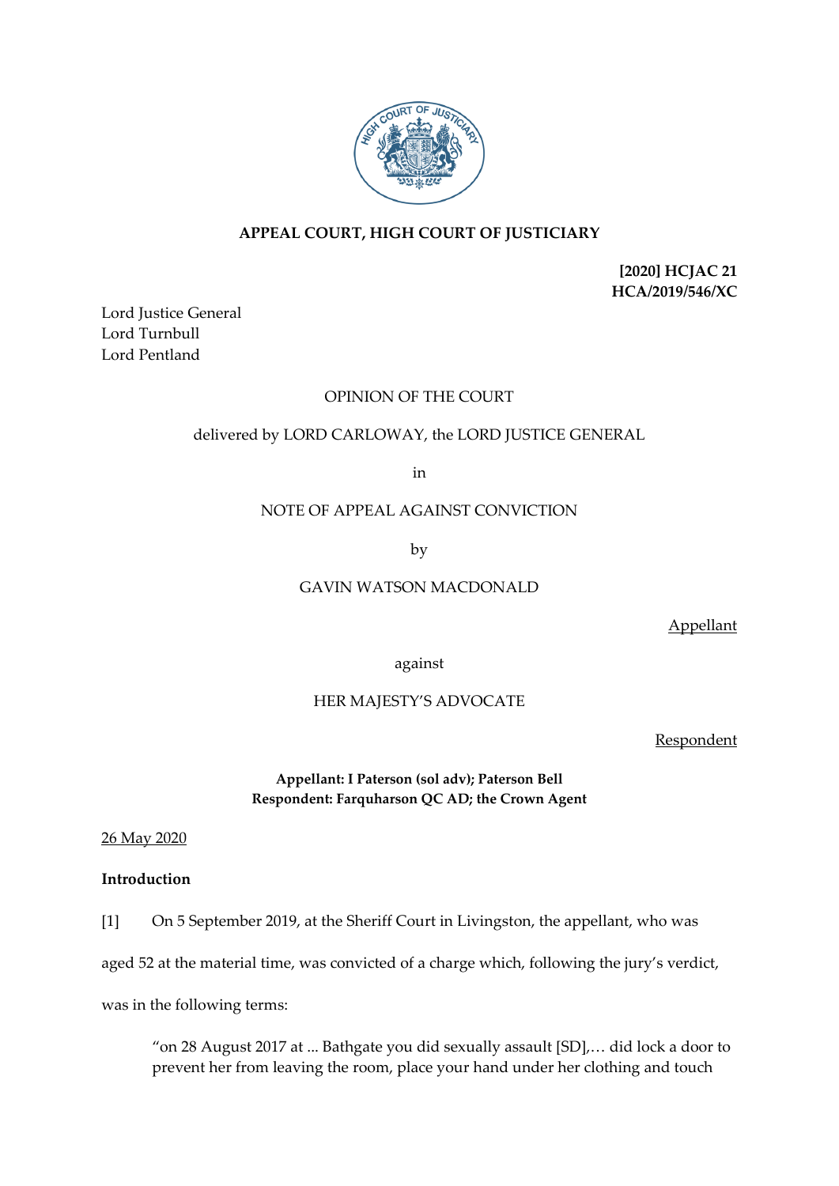**APPEAL COURT, HIGH COURT OF JUSTICIARY**

**[2020] HCJAC 21**
**HCA/2019/546/XC**

Lord Justice General
Lord Turnbull
Lord Pentland

OPINION OF THE COURT

delivered by LORD CARLOWAY, the LORD JUSTICE GENERAL

in

NOTE OF APPEAL AGAINST CONVICTION

by

GAVIN WATSON MACDONALD

Appellant

against

HER MAJESTY'S ADVOCATE

Respondent

**Appellant: I Paterson (sol adv); Paterson Bell**
**Respondent: Farquharson QC AD; the Crown Agent**

26 May 2020

**Introduction**

[1] On 5 September 2019, at the Sheriff Court in Livingston, the appellant, who was aged 52 at the material time, was convicted of a charge which, following the jury's verdict, was in the following terms:

> "on 28 August 2017 at ... Bathgate you did sexually assault [SD],… did lock a door to prevent her from leaving the room, place your hand under her clothing and touch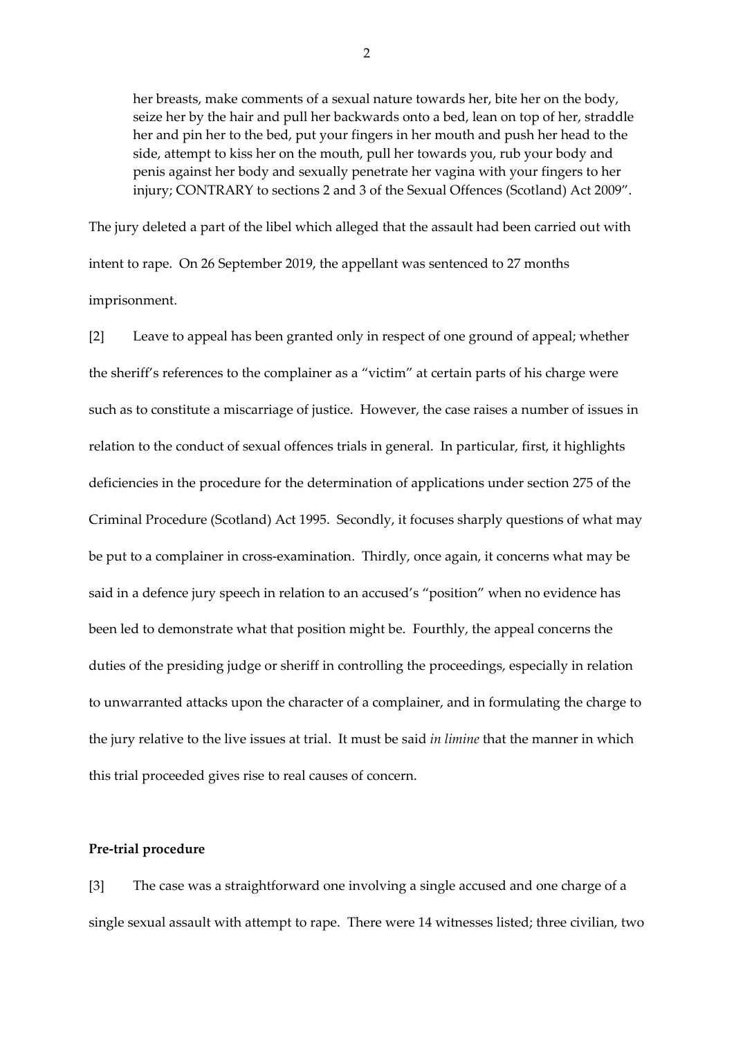her breasts, make comments of a sexual nature towards her, bite her on the body, seize her by the hair and pull her backwards onto a bed, lean on top of her, straddle her and pin her to the bed, put your fingers in her mouth and push her head to the side, attempt to kiss her on the mouth, pull her towards you, rub your body and penis against her body and sexually penetrate her vagina with your fingers to her injury; CONTRARY to sections 2 and 3 of the Sexual Offences (Scotland) Act 2009".

The jury deleted a part of the libel which alleged that the assault had been carried out with intent to rape. On 26 September 2019, the appellant was sentenced to 27 months imprisonment.

[2] Leave to appeal has been granted only in respect of one ground of appeal; whether the sheriff's references to the complainer as a "victim" at certain parts of his charge were such as to constitute a miscarriage of justice. However, the case raises a number of issues in relation to the conduct of sexual offences trials in general. In particular, first, it highlights deficiencies in the procedure for the determination of applications under section 275 of the Criminal Procedure (Scotland) Act 1995. Secondly, it focuses sharply questions of what may be put to a complainer in cross-examination. Thirdly, once again, it concerns what may be said in a defence jury speech in relation to an accused's "position" when no evidence has been led to demonstrate what that position might be. Fourthly, the appeal concerns the duties of the presiding judge or sheriff in controlling the proceedings, especially in relation to unwarranted attacks upon the character of a complainer, and in formulating the charge to the jury relative to the live issues at trial. It must be said *in limine* that the manner in which this trial proceeded gives rise to real causes of concern.

**Pre-trial procedure**

[3] The case was a straightforward one involving a single accused and one charge of a single sexual assault with attempt to rape. There were 14 witnesses listed; three civilian, two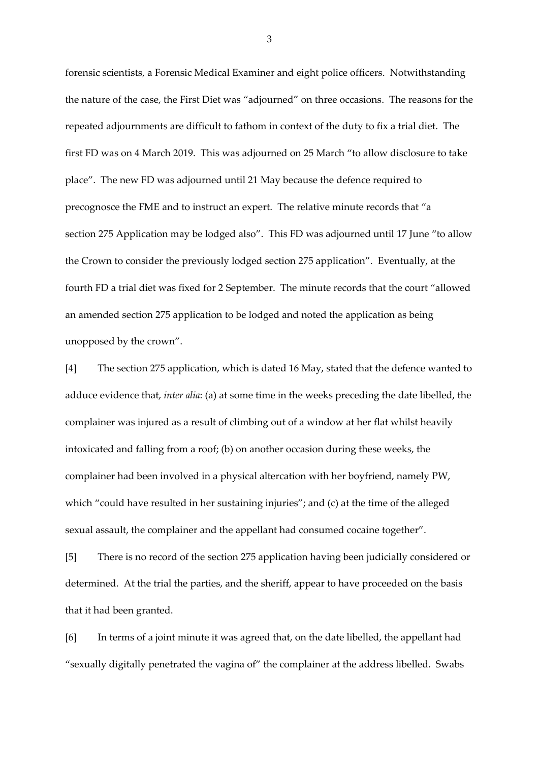forensic scientists, a Forensic Medical Examiner and eight police officers. Notwithstanding the nature of the case, the First Diet was "adjourned" on three occasions. The reasons for the repeated adjournments are difficult to fathom in context of the duty to fix a trial diet. The first FD was on 4 March 2019. This was adjourned on 25 March "to allow disclosure to take place". The new FD was adjourned until 21 May because the defence required to precognosce the FME and to instruct an expert. The relative minute records that "a section 275 Application may be lodged also". This FD was adjourned until 17 June "to allow the Crown to consider the previously lodged section 275 application". Eventually, at the fourth FD a trial diet was fixed for 2 September. The minute records that the court "allowed an amended section 275 application to be lodged and noted the application as being unopposed by the crown".

[4] The section 275 application, which is dated 16 May, stated that the defence wanted to adduce evidence that, *inter alia*: (a) at some time in the weeks preceding the date libelled, the complainer was injured as a result of climbing out of a window at her flat whilst heavily intoxicated and falling from a roof; (b) on another occasion during these weeks, the complainer had been involved in a physical altercation with her boyfriend, namely PW, which "could have resulted in her sustaining injuries"; and (c) at the time of the alleged sexual assault, the complainer and the appellant had consumed cocaine together".

[5] There is no record of the section 275 application having been judicially considered or determined. At the trial the parties, and the sheriff, appear to have proceeded on the basis that it had been granted.

[6] In terms of a joint minute it was agreed that, on the date libelled, the appellant had "sexually digitally penetrated the vagina of" the complainer at the address libelled. Swabs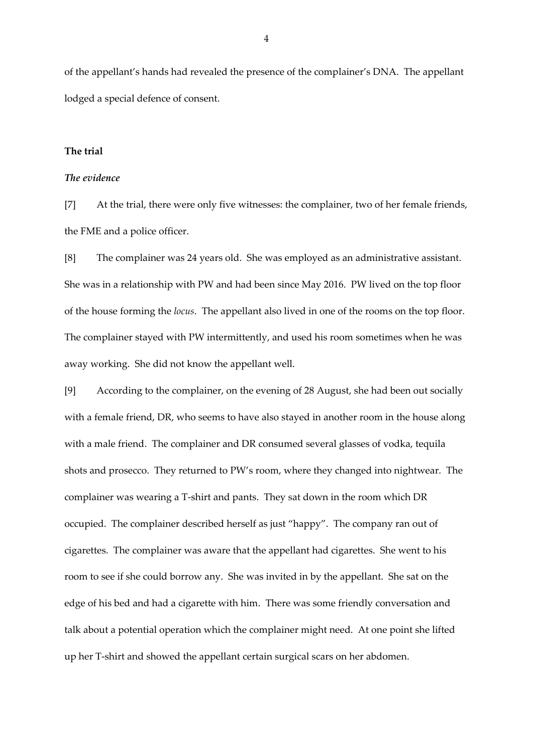of the appellant's hands had revealed the presence of the complainer's DNA. The appellant lodged a special defence of consent.

## The trial

### *The evidence*

[7] At the trial, there were only five witnesses: the complainer, two of her female friends, the FME and a police officer.

[8] The complainer was 24 years old. She was employed as an administrative assistant. She was in a relationship with PW and had been since May 2016. PW lived on the top floor of the house forming the *locus*. The appellant also lived in one of the rooms on the top floor. The complainer stayed with PW intermittently, and used his room sometimes when he was away working. She did not know the appellant well.

[9] According to the complainer, on the evening of 28 August, she had been out socially with a female friend, DR, who seems to have also stayed in another room in the house along with a male friend. The complainer and DR consumed several glasses of vodka, tequila shots and prosecco. They returned to PW's room, where they changed into nightwear. The complainer was wearing a T-shirt and pants. They sat down in the room which DR occupied. The complainer described herself as just "happy". The company ran out of cigarettes. The complainer was aware that the appellant had cigarettes. She went to his room to see if she could borrow any. She was invited in by the appellant. She sat on the edge of his bed and had a cigarette with him. There was some friendly conversation and talk about a potential operation which the complainer might need. At one point she lifted up her T-shirt and showed the appellant certain surgical scars on her abdomen.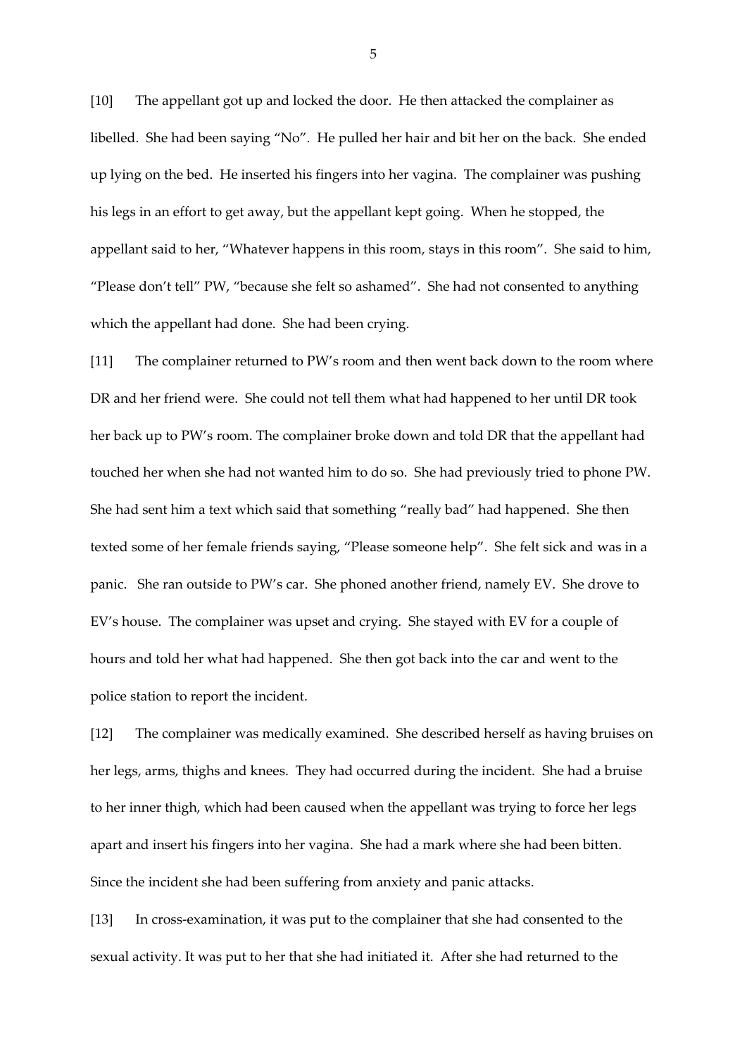[10] The appellant got up and locked the door. He then attacked the complainer as libelled. She had been saying "No". He pulled her hair and bit her on the back. She ended up lying on the bed. He inserted his fingers into her vagina. The complainer was pushing his legs in an effort to get away, but the appellant kept going. When he stopped, the appellant said to her, "Whatever happens in this room, stays in this room". She said to him, "Please don't tell" PW, "because she felt so ashamed". She had not consented to anything which the appellant had done. She had been crying.

[11] The complainer returned to PW's room and then went back down to the room where DR and her friend were. She could not tell them what had happened to her until DR took her back up to PW's room. The complainer broke down and told DR that the appellant had touched her when she had not wanted him to do so. She had previously tried to phone PW. She had sent him a text which said that something "really bad" had happened. She then texted some of her female friends saying, "Please someone help". She felt sick and was in a panic. She ran outside to PW's car. She phoned another friend, namely EV. She drove to EV's house. The complainer was upset and crying. She stayed with EV for a couple of hours and told her what had happened. She then got back into the car and went to the police station to report the incident.

[12] The complainer was medically examined. She described herself as having bruises on her legs, arms, thighs and knees. They had occurred during the incident. She had a bruise to her inner thigh, which had been caused when the appellant was trying to force her legs apart and insert his fingers into her vagina. She had a mark where she had been bitten. Since the incident she had been suffering from anxiety and panic attacks.

[13] In cross-examination, it was put to the complainer that she had consented to the sexual activity. It was put to her that she had initiated it. After she had returned to the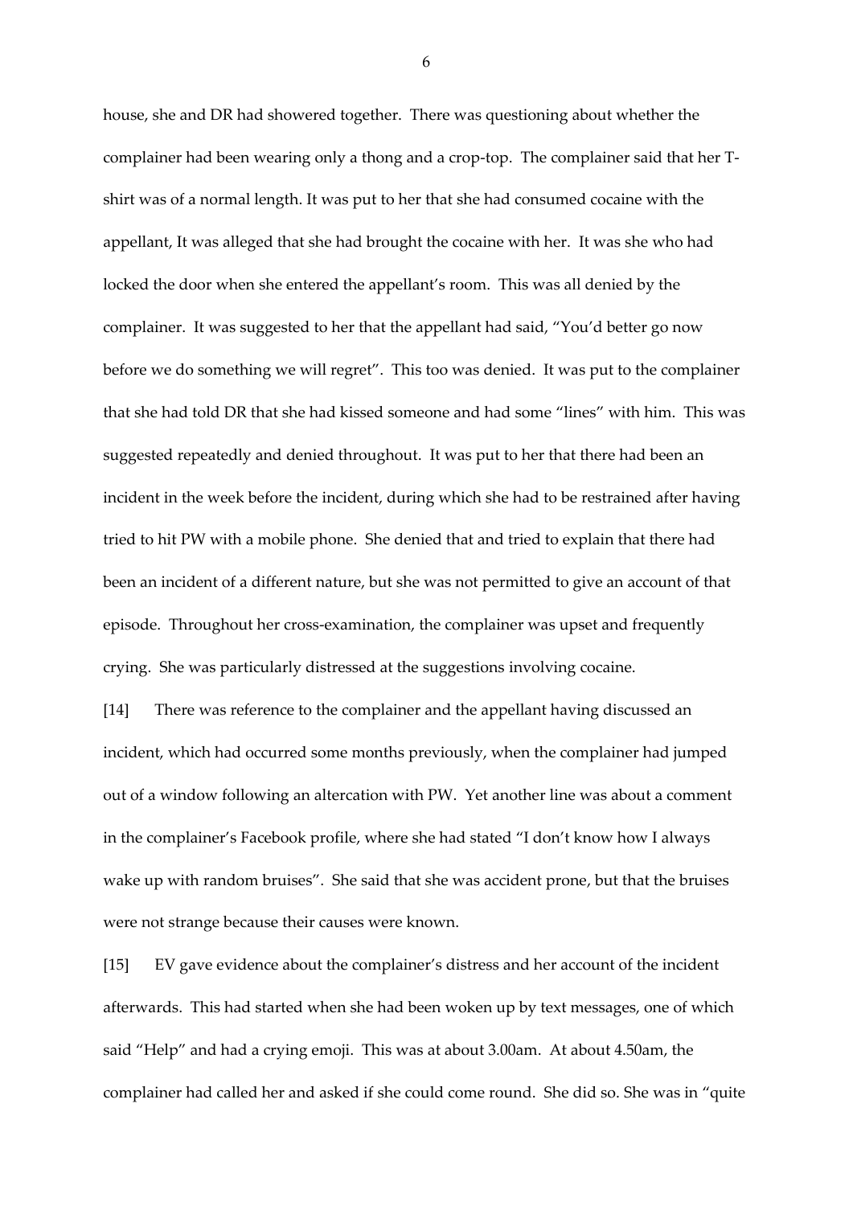house, she and DR had showered together. There was questioning about whether the complainer had been wearing only a thong and a crop-top. The complainer said that her T-shirt was of a normal length. It was put to her that she had consumed cocaine with the appellant, It was alleged that she had brought the cocaine with her. It was she who had locked the door when she entered the appellant's room. This was all denied by the complainer. It was suggested to her that the appellant had said, "You'd better go now before we do something we will regret". This too was denied. It was put to the complainer that she had told DR that she had kissed someone and had some "lines" with him. This was suggested repeatedly and denied throughout. It was put to her that there had been an incident in the week before the incident, during which she had to be restrained after having tried to hit PW with a mobile phone. She denied that and tried to explain that there had been an incident of a different nature, but she was not permitted to give an account of that episode. Throughout her cross-examination, the complainer was upset and frequently crying. She was particularly distressed at the suggestions involving cocaine.

[14] There was reference to the complainer and the appellant having discussed an incident, which had occurred some months previously, when the complainer had jumped out of a window following an altercation with PW. Yet another line was about a comment in the complainer's Facebook profile, where she had stated "I don't know how I always wake up with random bruises". She said that she was accident prone, but that the bruises were not strange because their causes were known.

[15] EV gave evidence about the complainer's distress and her account of the incident afterwards. This had started when she had been woken up by text messages, one of which said "Help" and had a crying emoji. This was at about 3.00am. At about 4.50am, the complainer had called her and asked if she could come round. She did so. She was in "quite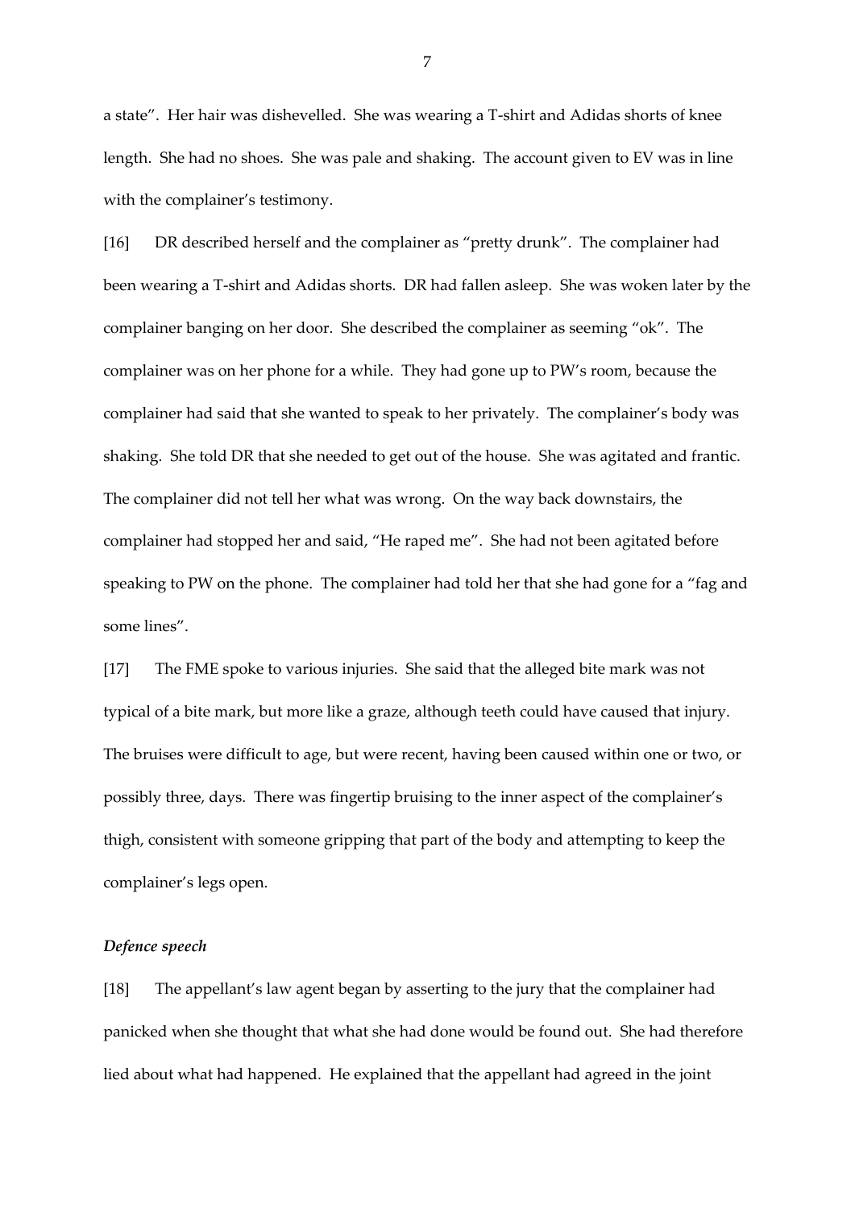a state". Her hair was dishevelled. She was wearing a T-shirt and Adidas shorts of knee length. She had no shoes. She was pale and shaking. The account given to EV was in line with the complainer's testimony.

[16] DR described herself and the complainer as "pretty drunk". The complainer had been wearing a T-shirt and Adidas shorts. DR had fallen asleep. She was woken later by the complainer banging on her door. She described the complainer as seeming "ok". The complainer was on her phone for a while. They had gone up to PW's room, because the complainer had said that she wanted to speak to her privately. The complainer's body was shaking. She told DR that she needed to get out of the house. She was agitated and frantic. The complainer did not tell her what was wrong. On the way back downstairs, the complainer had stopped her and said, "He raped me". She had not been agitated before speaking to PW on the phone. The complainer had told her that she had gone for a "fag and some lines".

[17] The FME spoke to various injuries. She said that the alleged bite mark was not typical of a bite mark, but more like a graze, although teeth could have caused that injury. The bruises were difficult to age, but were recent, having been caused within one or two, or possibly three, days. There was fingertip bruising to the inner aspect of the complainer's thigh, consistent with someone gripping that part of the body and attempting to keep the complainer's legs open.

### *Defence speech*

[18] The appellant's law agent began by asserting to the jury that the complainer had panicked when she thought that what she had done would be found out. She had therefore lied about what had happened. He explained that the appellant had agreed in the joint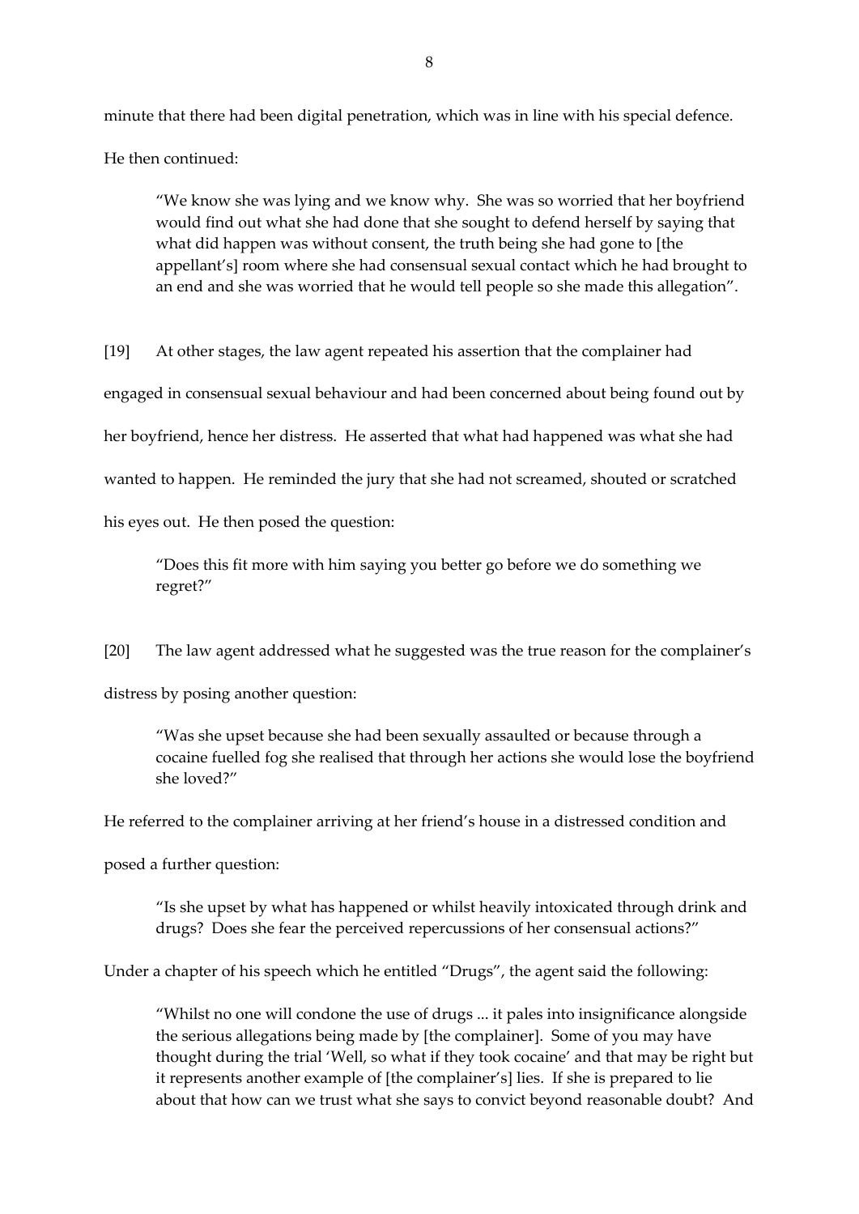minute that there had been digital penetration, which was in line with his special defence. He then continued:

> "We know she was lying and we know why. She was so worried that her boyfriend would find out what she had done that she sought to defend herself by saying that what did happen was without consent, the truth being she had gone to [the appellant's] room where she had consensual sexual contact which he had brought to an end and she was worried that he would tell people so she made this allegation".

[19] At other stages, the law agent repeated his assertion that the complainer had engaged in consensual sexual behaviour and had been concerned about being found out by her boyfriend, hence her distress. He asserted that what had happened was what she had wanted to happen. He reminded the jury that she had not screamed, shouted or scratched his eyes out. He then posed the question:

> "Does this fit more with him saying you better go before we do something we regret?"

[20] The law agent addressed what he suggested was the true reason for the complainer's distress by posing another question:

> "Was she upset because she had been sexually assaulted or because through a cocaine fuelled fog she realised that through her actions she would lose the boyfriend she loved?"

He referred to the complainer arriving at her friend's house in a distressed condition and posed a further question:

> "Is she upset by what has happened or whilst heavily intoxicated through drink and drugs? Does she fear the perceived repercussions of her consensual actions?"

Under a chapter of his speech which he entitled "Drugs", the agent said the following:

> "Whilst no one will condone the use of drugs ... it pales into insignificance alongside the serious allegations being made by [the complainer]. Some of you may have thought during the trial 'Well, so what if they took cocaine' and that may be right but it represents another example of [the complainer's] lies. If she is prepared to lie about that how can we trust what she says to convict beyond reasonable doubt? And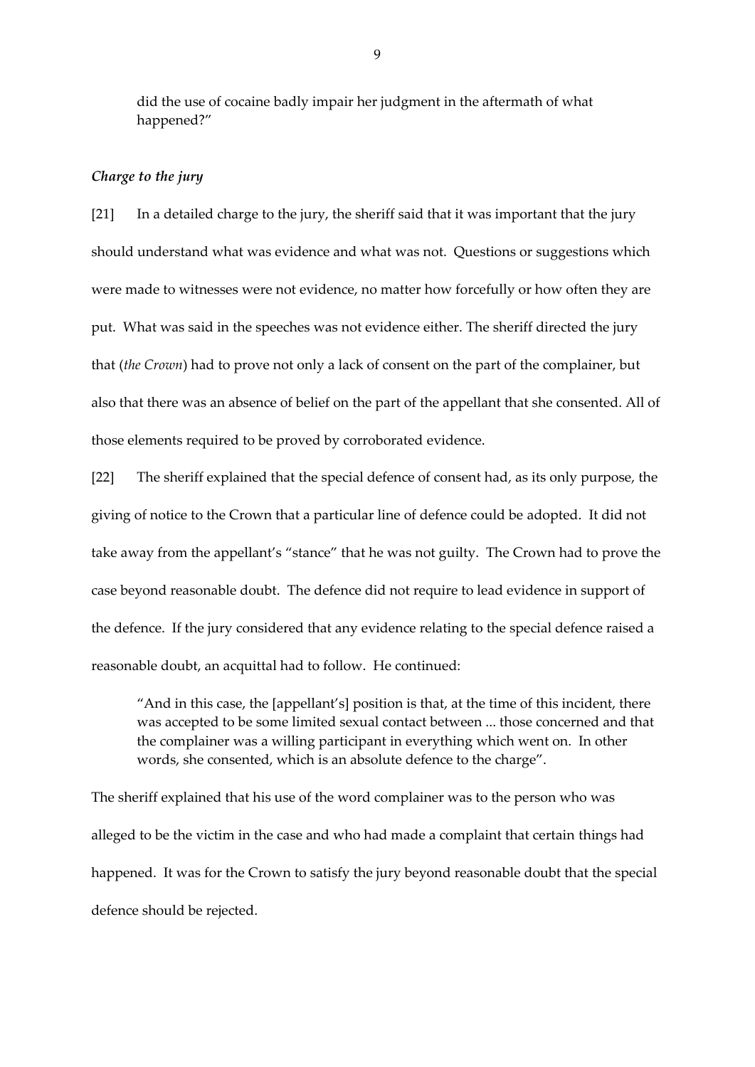> did the use of cocaine badly impair her judgment in the aftermath of what happened?"

### *Charge to the jury*

[21] In a detailed charge to the jury, the sheriff said that it was important that the jury should understand what was evidence and what was not. Questions or suggestions which were made to witnesses were not evidence, no matter how forcefully or how often they are put. What was said in the speeches was not evidence either. The sheriff directed the jury that (*the Crown*) had to prove not only a lack of consent on the part of the complainer, but also that there was an absence of belief on the part of the appellant that she consented. All of those elements required to be proved by corroborated evidence.

[22] The sheriff explained that the special defence of consent had, as its only purpose, the giving of notice to the Crown that a particular line of defence could be adopted. It did not take away from the appellant's "stance" that he was not guilty. The Crown had to prove the case beyond reasonable doubt. The defence did not require to lead evidence in support of the defence. If the jury considered that any evidence relating to the special defence raised a reasonable doubt, an acquittal had to follow. He continued:

> "And in this case, the [appellant's] position is that, at the time of this incident, there was accepted to be some limited sexual contact between ... those concerned and that the complainer was a willing participant in everything which went on. In other words, she consented, which is an absolute defence to the charge".

The sheriff explained that his use of the word complainer was to the person who was alleged to be the victim in the case and who had made a complaint that certain things had happened. It was for the Crown to satisfy the jury beyond reasonable doubt that the special defence should be rejected.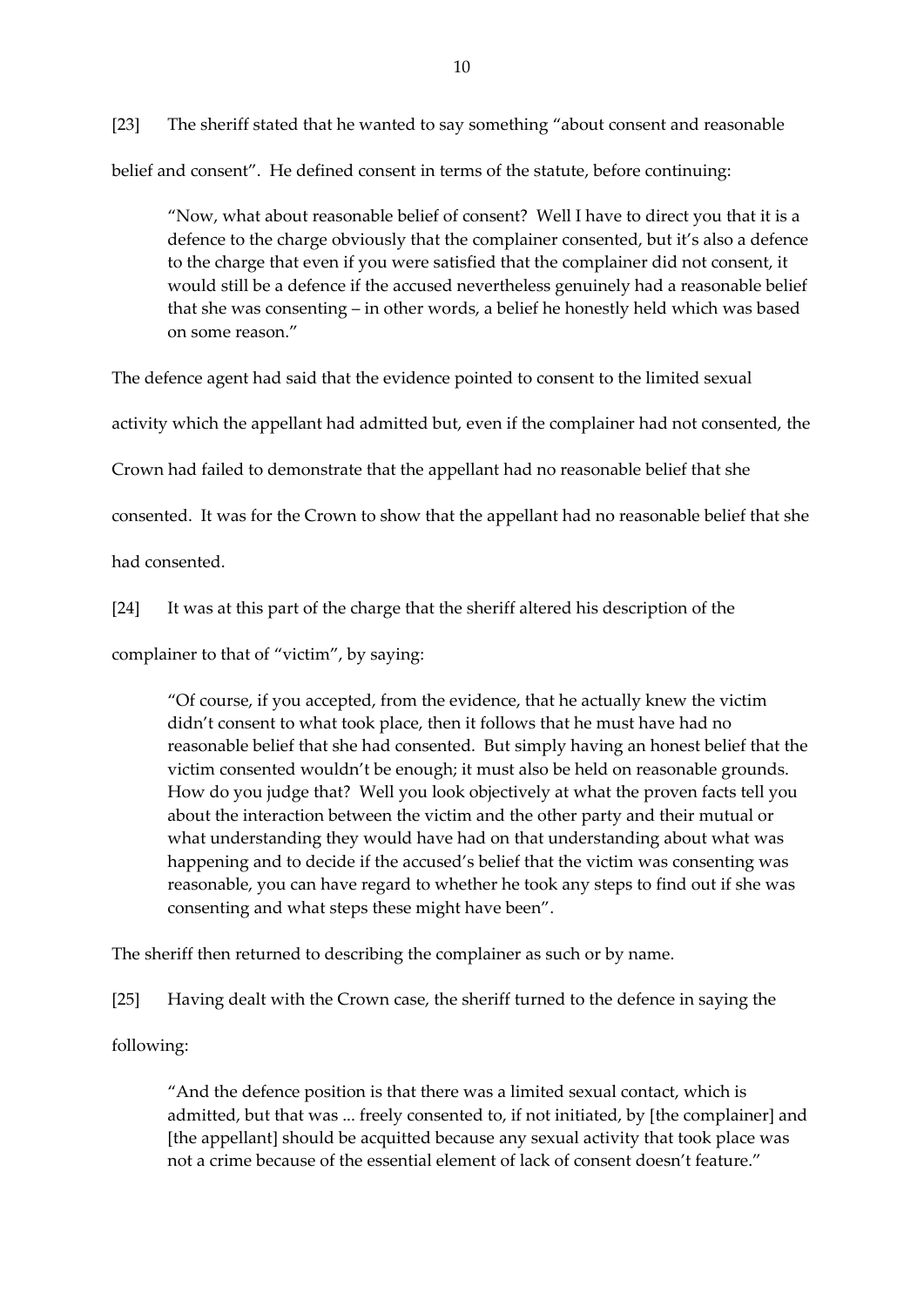[23] The sheriff stated that he wanted to say something "about consent and reasonable belief and consent". He defined consent in terms of the statute, before continuing:

> "Now, what about reasonable belief of consent? Well I have to direct you that it is a defence to the charge obviously that the complainer consented, but it's also a defence to the charge that even if you were satisfied that the complainer did not consent, it would still be a defence if the accused nevertheless genuinely had a reasonable belief that she was consenting – in other words, a belief he honestly held which was based on some reason."

The defence agent had said that the evidence pointed to consent to the limited sexual activity which the appellant had admitted but, even if the complainer had not consented, the Crown had failed to demonstrate that the appellant had no reasonable belief that she consented. It was for the Crown to show that the appellant had no reasonable belief that she had consented.

[24] It was at this part of the charge that the sheriff altered his description of the complainer to that of "victim", by saying:

> "Of course, if you accepted, from the evidence, that he actually knew the victim didn't consent to what took place, then it follows that he must have had no reasonable belief that she had consented. But simply having an honest belief that the victim consented wouldn't be enough; it must also be held on reasonable grounds. How do you judge that? Well you look objectively at what the proven facts tell you about the interaction between the victim and the other party and their mutual or what understanding they would have had on that understanding about what was happening and to decide if the accused's belief that the victim was consenting was reasonable, you can have regard to whether he took any steps to find out if she was consenting and what steps these might have been".

The sheriff then returned to describing the complainer as such or by name.

[25] Having dealt with the Crown case, the sheriff turned to the defence in saying the following:

> "And the defence position is that there was a limited sexual contact, which is admitted, but that was ... freely consented to, if not initiated, by [the complainer] and [the appellant] should be acquitted because any sexual activity that took place was not a crime because of the essential element of lack of consent doesn't feature."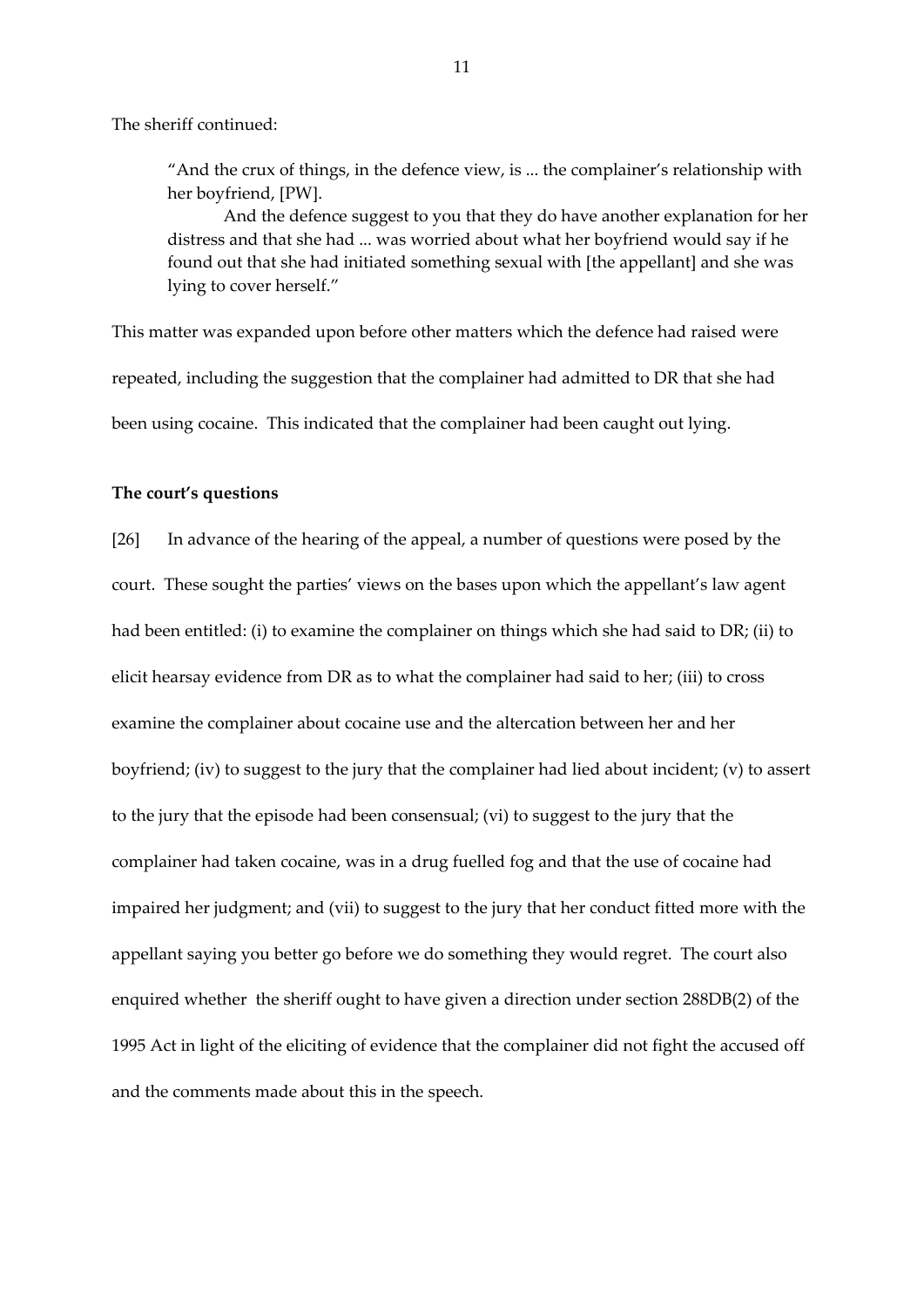The sheriff continued:

> "And the crux of things, in the defence view, is ... the complainer's relationship with her boyfriend, [PW].
>
> And the defence suggest to you that they do have another explanation for her distress and that she had ... was worried about what her boyfriend would say if he found out that she had initiated something sexual with [the appellant] and she was lying to cover herself."

This matter was expanded upon before other matters which the defence had raised were repeated, including the suggestion that the complainer had admitted to DR that she had been using cocaine. This indicated that the complainer had been caught out lying.

**The court's questions**

[26] In advance of the hearing of the appeal, a number of questions were posed by the court. These sought the parties' views on the bases upon which the appellant's law agent had been entitled: (i) to examine the complainer on things which she had said to DR; (ii) to elicit hearsay evidence from DR as to what the complainer had said to her; (iii) to cross examine the complainer about cocaine use and the altercation between her and her boyfriend; (iv) to suggest to the jury that the complainer had lied about incident; (v) to assert to the jury that the episode had been consensual; (vi) to suggest to the jury that the complainer had taken cocaine, was in a drug fuelled fog and that the use of cocaine had impaired her judgment; and (vii) to suggest to the jury that her conduct fitted more with the appellant saying you better go before we do something they would regret. The court also enquired whether the sheriff ought to have given a direction under section 288DB(2) of the 1995 Act in light of the eliciting of evidence that the complainer did not fight the accused off and the comments made about this in the speech.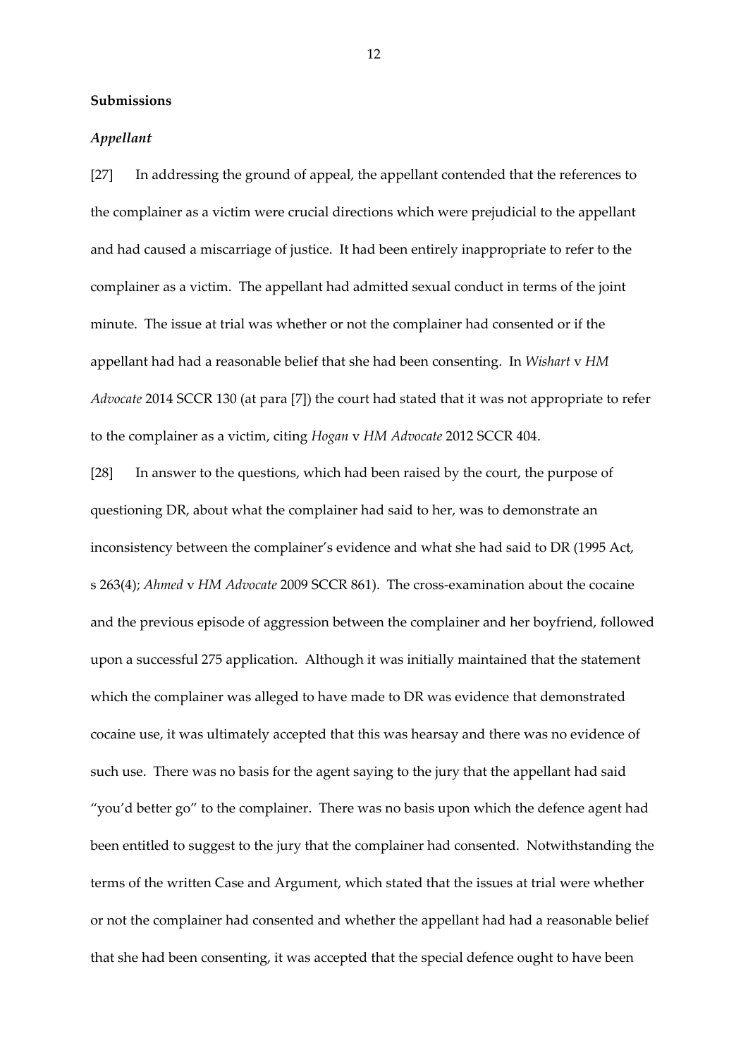**Submissions**

***Appellant***

[27] In addressing the ground of appeal, the appellant contended that the references to the complainer as a victim were crucial directions which were prejudicial to the appellant and had caused a miscarriage of justice. It had been entirely inappropriate to refer to the complainer as a victim. The appellant had admitted sexual conduct in terms of the joint minute. The issue at trial was whether or not the complainer had consented or if the appellant had had a reasonable belief that she had been consenting. In *Wishart* v *HM Advocate* 2014 SCCR 130 (at para [7]) the court had stated that it was not appropriate to refer to the complainer as a victim, citing *Hogan* v *HM Advocate* 2012 SCCR 404.

[28] In answer to the questions, which had been raised by the court, the purpose of questioning DR, about what the complainer had said to her, was to demonstrate an inconsistency between the complainer's evidence and what she had said to DR (1995 Act, s 263(4); *Ahmed* v *HM Advocate* 2009 SCCR 861). The cross-examination about the cocaine and the previous episode of aggression between the complainer and her boyfriend, followed upon a successful 275 application. Although it was initially maintained that the statement which the complainer was alleged to have made to DR was evidence that demonstrated cocaine use, it was ultimately accepted that this was hearsay and there was no evidence of such use. There was no basis for the agent saying to the jury that the appellant had said "you'd better go" to the complainer. There was no basis upon which the defence agent had been entitled to suggest to the jury that the complainer had consented. Notwithstanding the terms of the written Case and Argument, which stated that the issues at trial were whether or not the complainer had consented and whether the appellant had had a reasonable belief that she had been consenting, it was accepted that the special defence ought to have been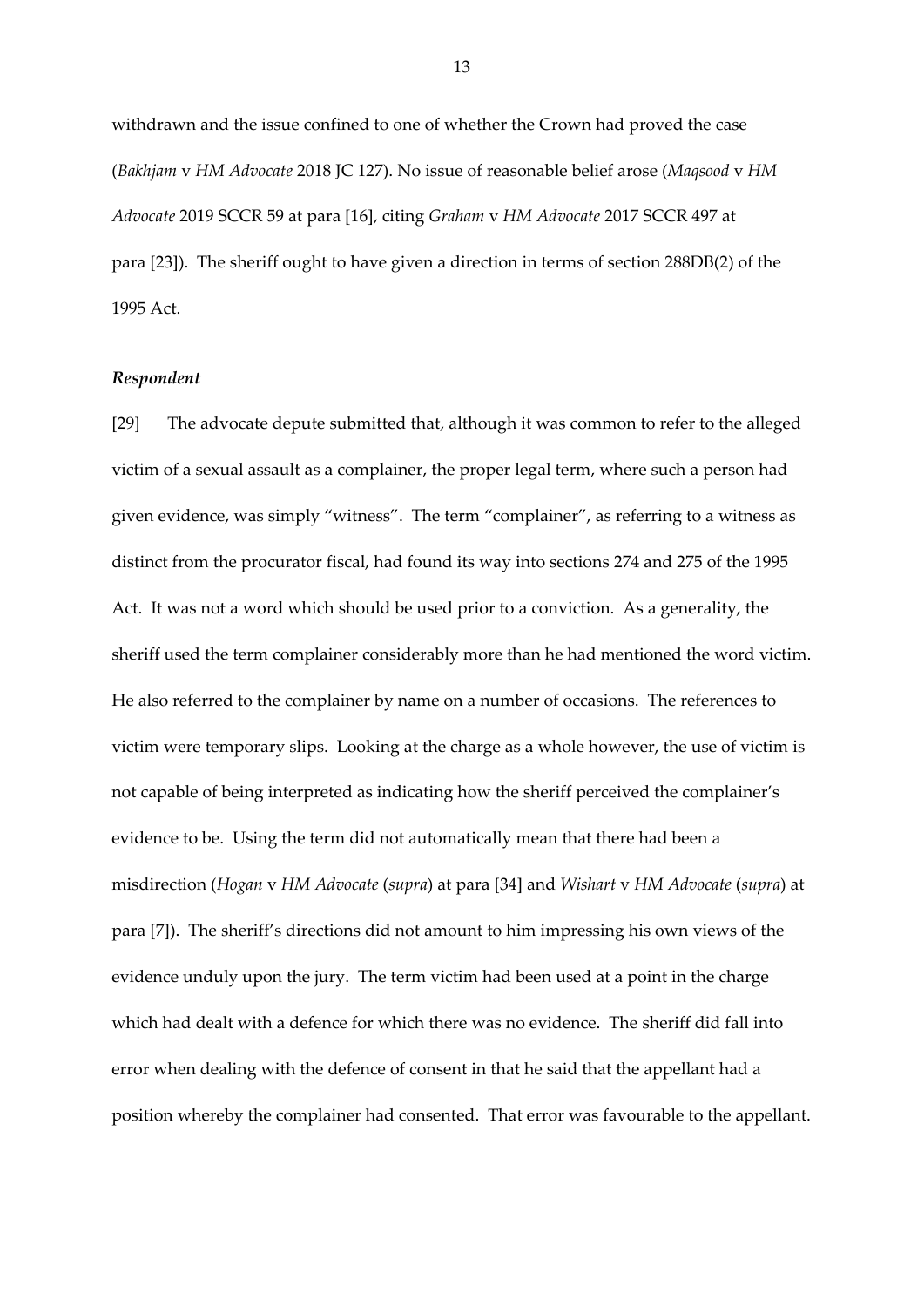withdrawn and the issue confined to one of whether the Crown had proved the case (*Bakhjam* v *HM Advocate* 2018 JC 127). No issue of reasonable belief arose (*Maqsood* v *HM Advocate* 2019 SCCR 59 at para [16], citing *Graham* v *HM Advocate* 2017 SCCR 497 at para [23]). The sheriff ought to have given a direction in terms of section 288DB(2) of the 1995 Act.

### *Respondent*

[29] The advocate depute submitted that, although it was common to refer to the alleged victim of a sexual assault as a complainer, the proper legal term, where such a person had given evidence, was simply "witness". The term "complainer", as referring to a witness as distinct from the procurator fiscal, had found its way into sections 274 and 275 of the 1995 Act. It was not a word which should be used prior to a conviction. As a generality, the sheriff used the term complainer considerably more than he had mentioned the word victim. He also referred to the complainer by name on a number of occasions. The references to victim were temporary slips. Looking at the charge as a whole however, the use of victim is not capable of being interpreted as indicating how the sheriff perceived the complainer's evidence to be. Using the term did not automatically mean that there had been a misdirection (*Hogan* v *HM Advocate* (*supra*) at para [34] and *Wishart* v *HM Advocate* (*supra*) at para [7]). The sheriff's directions did not amount to him impressing his own views of the evidence unduly upon the jury. The term victim had been used at a point in the charge which had dealt with a defence for which there was no evidence. The sheriff did fall into error when dealing with the defence of consent in that he said that the appellant had a position whereby the complainer had consented. That error was favourable to the appellant.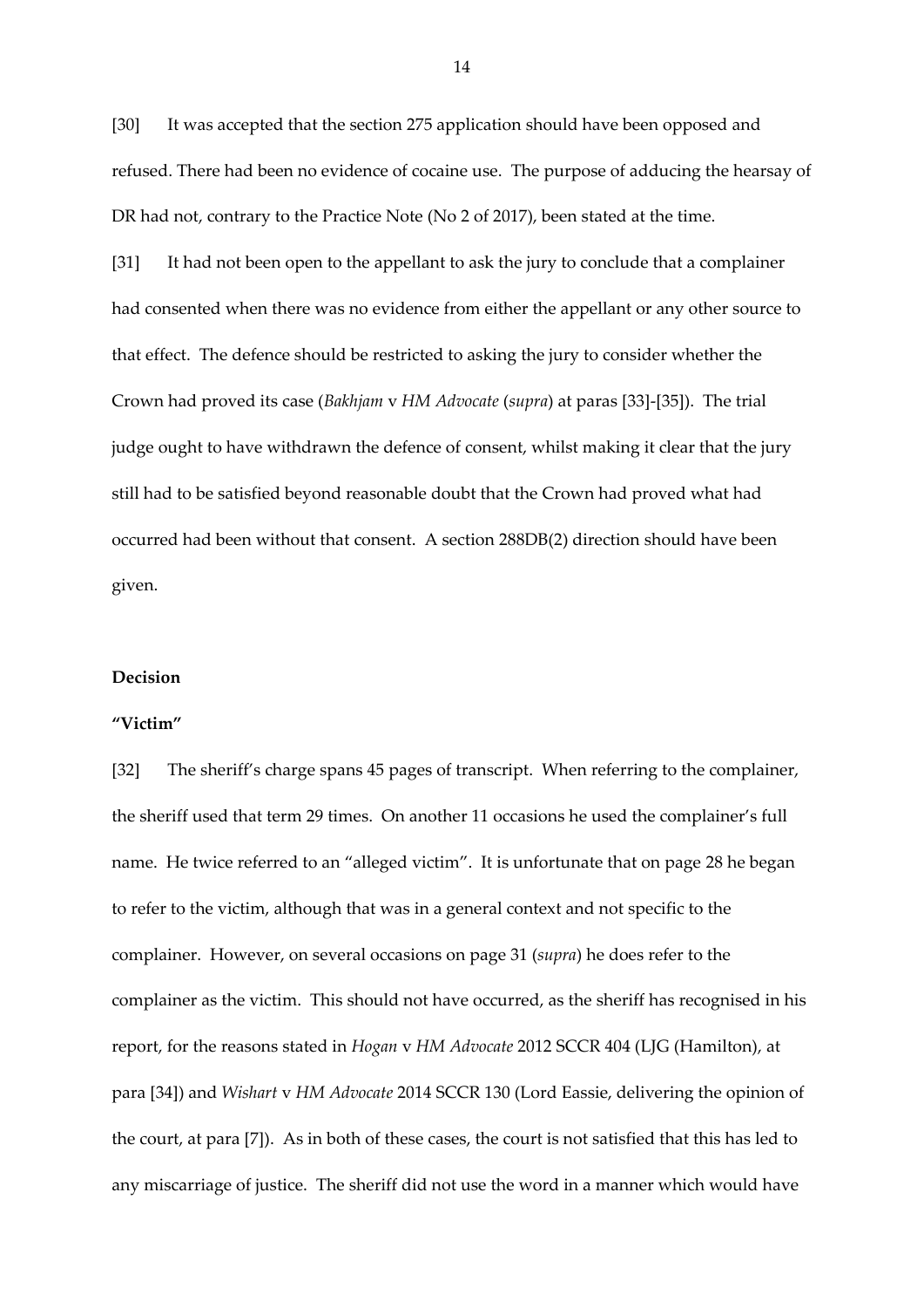[30] It was accepted that the section 275 application should have been opposed and refused. There had been no evidence of cocaine use. The purpose of adducing the hearsay of DR had not, contrary to the Practice Note (No 2 of 2017), been stated at the time.

[31] It had not been open to the appellant to ask the jury to conclude that a complainer had consented when there was no evidence from either the appellant or any other source to that effect. The defence should be restricted to asking the jury to consider whether the Crown had proved its case (*Bakhjam* v *HM Advocate* (*supra*) at paras [33]-[35]). The trial judge ought to have withdrawn the defence of consent, whilst making it clear that the jury still had to be satisfied beyond reasonable doubt that the Crown had proved what had occurred had been without that consent. A section 288DB(2) direction should have been given.

**Decision**

**"Victim"**

[32] The sheriff's charge spans 45 pages of transcript. When referring to the complainer, the sheriff used that term 29 times. On another 11 occasions he used the complainer's full name. He twice referred to an "alleged victim". It is unfortunate that on page 28 he began to refer to the victim, although that was in a general context and not specific to the complainer. However, on several occasions on page 31 (*supra*) he does refer to the complainer as the victim. This should not have occurred, as the sheriff has recognised in his report, for the reasons stated in *Hogan* v *HM Advocate* 2012 SCCR 404 (LJG (Hamilton), at para [34]) and *Wishart* v *HM Advocate* 2014 SCCR 130 (Lord Eassie, delivering the opinion of the court, at para [7]). As in both of these cases, the court is not satisfied that this has led to any miscarriage of justice. The sheriff did not use the word in a manner which would have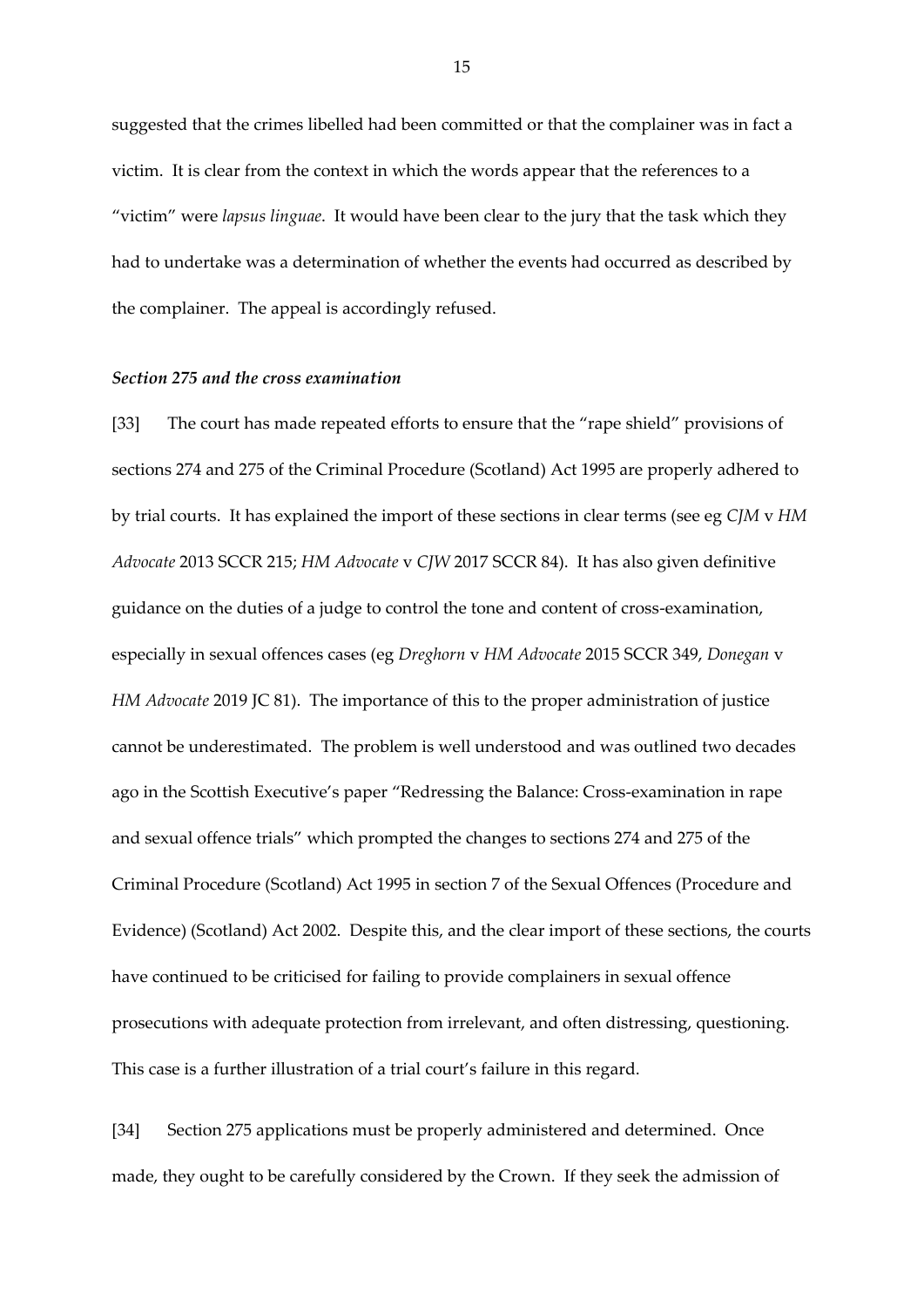suggested that the crimes libelled had been committed or that the complainer was in fact a victim. It is clear from the context in which the words appear that the references to a "victim" were *lapsus linguae*. It would have been clear to the jury that the task which they had to undertake was a determination of whether the events had occurred as described by the complainer. The appeal is accordingly refused.

***Section 275 and the cross examination***

[33] The court has made repeated efforts to ensure that the "rape shield" provisions of sections 274 and 275 of the Criminal Procedure (Scotland) Act 1995 are properly adhered to by trial courts. It has explained the import of these sections in clear terms (see eg *CJM* v *HM Advocate* 2013 SCCR 215; *HM Advocate* v *CJW* 2017 SCCR 84). It has also given definitive guidance on the duties of a judge to control the tone and content of cross-examination, especially in sexual offences cases (eg *Dreghorn* v *HM Advocate* 2015 SCCR 349, *Donegan* v *HM Advocate* 2019 JC 81). The importance of this to the proper administration of justice cannot be underestimated. The problem is well understood and was outlined two decades ago in the Scottish Executive's paper "Redressing the Balance: Cross-examination in rape and sexual offence trials" which prompted the changes to sections 274 and 275 of the Criminal Procedure (Scotland) Act 1995 in section 7 of the Sexual Offences (Procedure and Evidence) (Scotland) Act 2002. Despite this, and the clear import of these sections, the courts have continued to be criticised for failing to provide complainers in sexual offence prosecutions with adequate protection from irrelevant, and often distressing, questioning. This case is a further illustration of a trial court's failure in this regard.

[34] Section 275 applications must be properly administered and determined. Once made, they ought to be carefully considered by the Crown. If they seek the admission of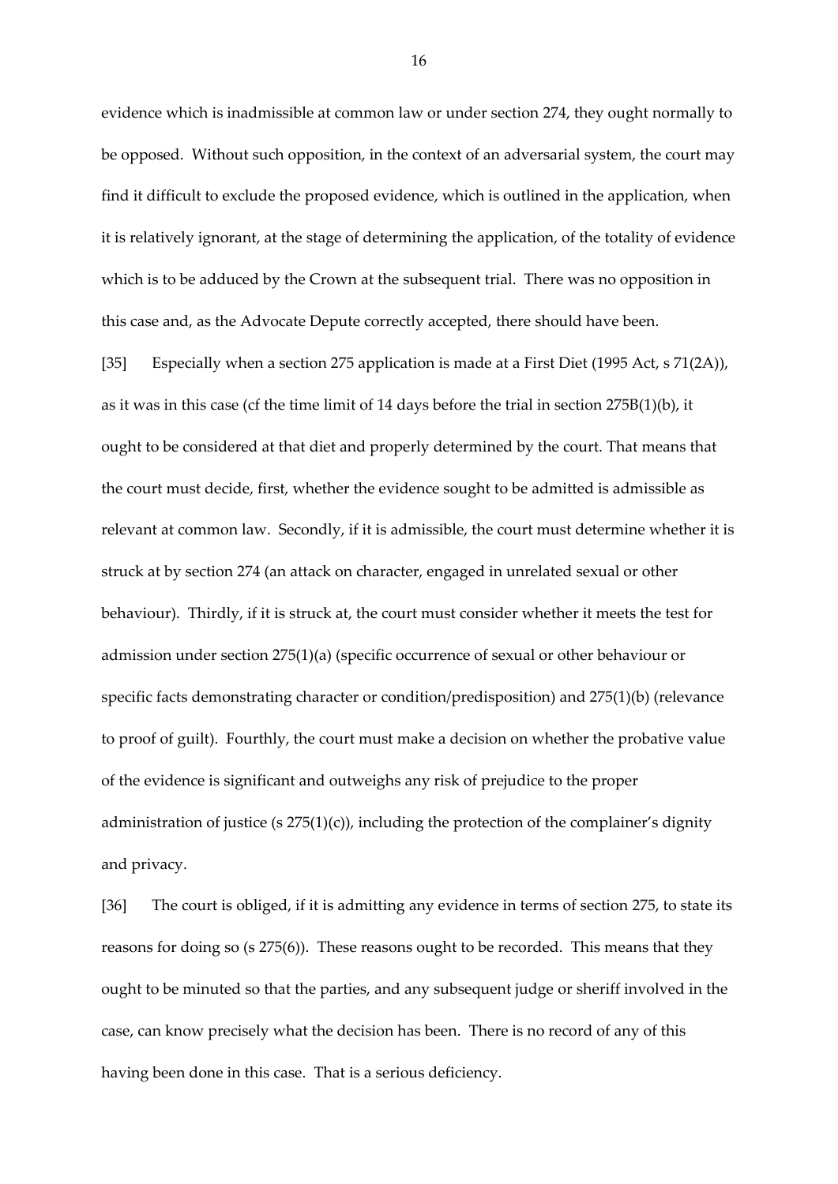evidence which is inadmissible at common law or under section 274, they ought normally to be opposed. Without such opposition, in the context of an adversarial system, the court may find it difficult to exclude the proposed evidence, which is outlined in the application, when it is relatively ignorant, at the stage of determining the application, of the totality of evidence which is to be adduced by the Crown at the subsequent trial. There was no opposition in this case and, as the Advocate Depute correctly accepted, there should have been.

[35] Especially when a section 275 application is made at a First Diet (1995 Act, s 71(2A)), as it was in this case (cf the time limit of 14 days before the trial in section 275B(1)(b), it ought to be considered at that diet and properly determined by the court. That means that the court must decide, first, whether the evidence sought to be admitted is admissible as relevant at common law. Secondly, if it is admissible, the court must determine whether it is struck at by section 274 (an attack on character, engaged in unrelated sexual or other behaviour). Thirdly, if it is struck at, the court must consider whether it meets the test for admission under section 275(1)(a) (specific occurrence of sexual or other behaviour or specific facts demonstrating character or condition/predisposition) and 275(1)(b) (relevance to proof of guilt). Fourthly, the court must make a decision on whether the probative value of the evidence is significant and outweighs any risk of prejudice to the proper administration of justice (s 275(1)(c)), including the protection of the complainer's dignity and privacy.

[36] The court is obliged, if it is admitting any evidence in terms of section 275, to state its reasons for doing so (s 275(6)). These reasons ought to be recorded. This means that they ought to be minuted so that the parties, and any subsequent judge or sheriff involved in the case, can know precisely what the decision has been. There is no record of any of this having been done in this case. That is a serious deficiency.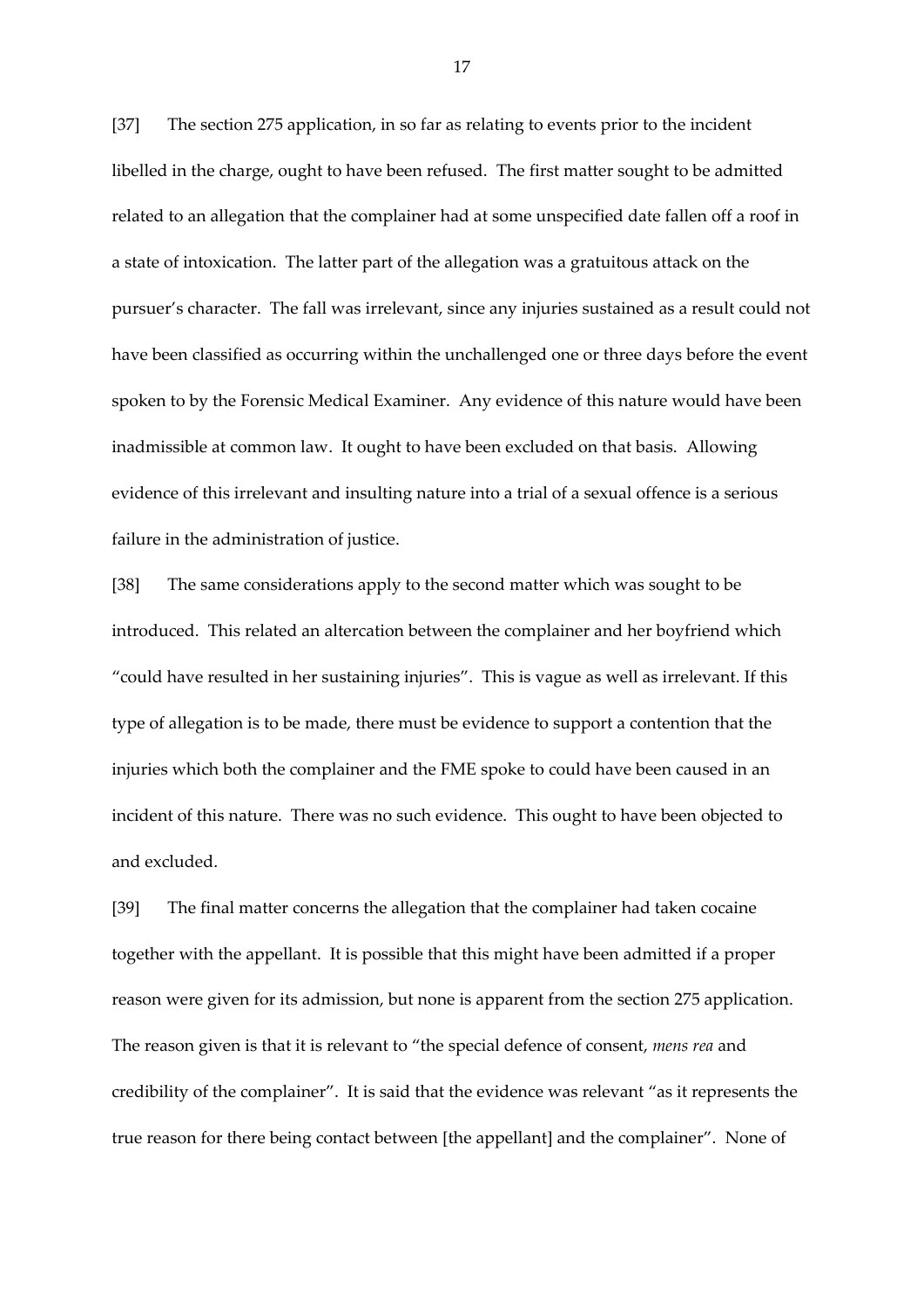[37] The section 275 application, in so far as relating to events prior to the incident libelled in the charge, ought to have been refused. The first matter sought to be admitted related to an allegation that the complainer had at some unspecified date fallen off a roof in a state of intoxication. The latter part of the allegation was a gratuitous attack on the pursuer's character. The fall was irrelevant, since any injuries sustained as a result could not have been classified as occurring within the unchallenged one or three days before the event spoken to by the Forensic Medical Examiner. Any evidence of this nature would have been inadmissible at common law. It ought to have been excluded on that basis. Allowing evidence of this irrelevant and insulting nature into a trial of a sexual offence is a serious failure in the administration of justice.

[38] The same considerations apply to the second matter which was sought to be introduced. This related an altercation between the complainer and her boyfriend which "could have resulted in her sustaining injuries". This is vague as well as irrelevant. If this type of allegation is to be made, there must be evidence to support a contention that the injuries which both the complainer and the FME spoke to could have been caused in an incident of this nature. There was no such evidence. This ought to have been objected to and excluded.

[39] The final matter concerns the allegation that the complainer had taken cocaine together with the appellant. It is possible that this might have been admitted if a proper reason were given for its admission, but none is apparent from the section 275 application. The reason given is that it is relevant to "the special defence of consent, *mens rea* and credibility of the complainer". It is said that the evidence was relevant "as it represents the true reason for there being contact between [the appellant] and the complainer". None of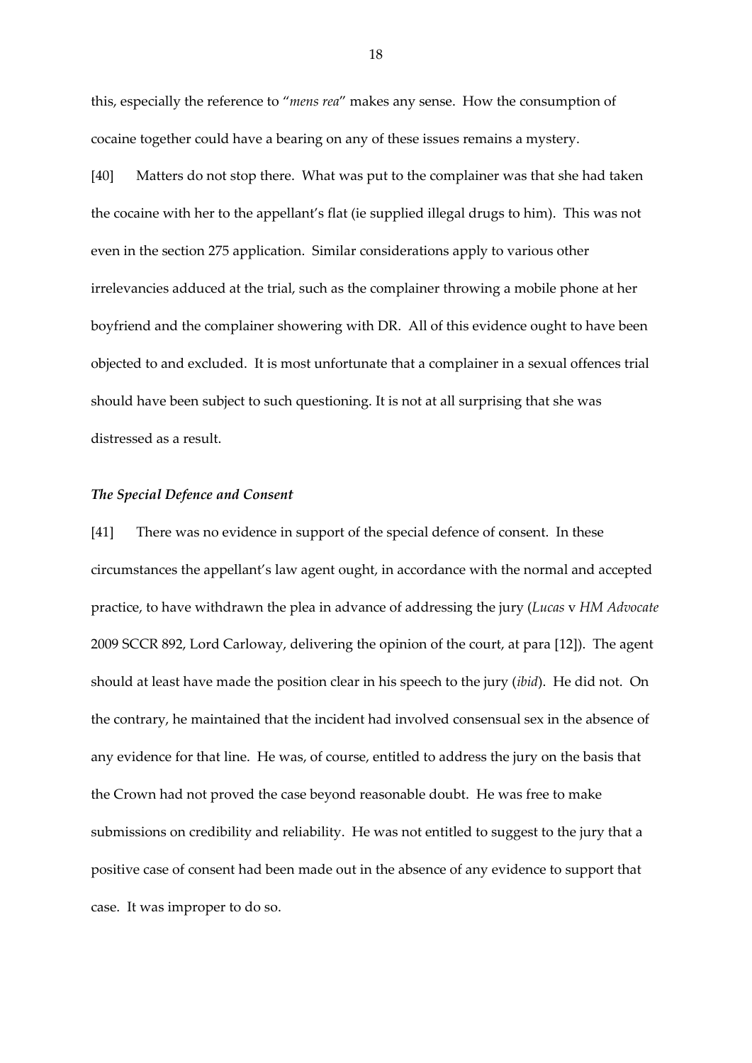this, especially the reference to "*mens rea*" makes any sense. How the consumption of cocaine together could have a bearing on any of these issues remains a mystery.

[40] Matters do not stop there. What was put to the complainer was that she had taken the cocaine with her to the appellant's flat (ie supplied illegal drugs to him). This was not even in the section 275 application. Similar considerations apply to various other irrelevancies adduced at the trial, such as the complainer throwing a mobile phone at her boyfriend and the complainer showering with DR. All of this evidence ought to have been objected to and excluded. It is most unfortunate that a complainer in a sexual offences trial should have been subject to such questioning. It is not at all surprising that she was distressed as a result.

***The Special Defence and Consent***

[41] There was no evidence in support of the special defence of consent. In these circumstances the appellant's law agent ought, in accordance with the normal and accepted practice, to have withdrawn the plea in advance of addressing the jury (*Lucas* v *HM Advocate* 2009 SCCR 892, Lord Carloway, delivering the opinion of the court, at para [12]). The agent should at least have made the position clear in his speech to the jury (*ibid*). He did not. On the contrary, he maintained that the incident had involved consensual sex in the absence of any evidence for that line. He was, of course, entitled to address the jury on the basis that the Crown had not proved the case beyond reasonable doubt. He was free to make submissions on credibility and reliability. He was not entitled to suggest to the jury that a positive case of consent had been made out in the absence of any evidence to support that case. It was improper to do so.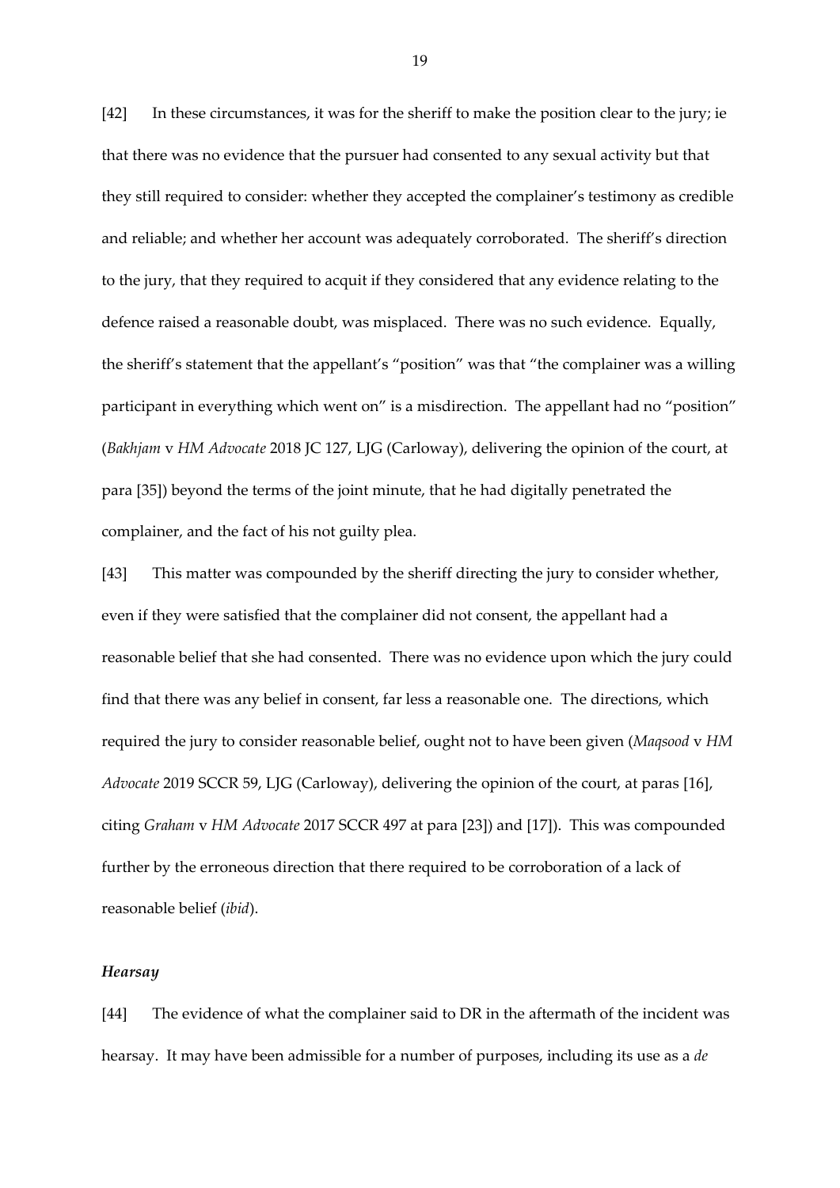[42] In these circumstances, it was for the sheriff to make the position clear to the jury; ie that there was no evidence that the pursuer had consented to any sexual activity but that they still required to consider: whether they accepted the complainer's testimony as credible and reliable; and whether her account was adequately corroborated. The sheriff's direction to the jury, that they required to acquit if they considered that any evidence relating to the defence raised a reasonable doubt, was misplaced. There was no such evidence. Equally, the sheriff's statement that the appellant's "position" was that "the complainer was a willing participant in everything which went on" is a misdirection. The appellant had no "position" (*Bakhjam* v *HM Advocate* 2018 JC 127, LJG (Carloway), delivering the opinion of the court, at para [35]) beyond the terms of the joint minute, that he had digitally penetrated the complainer, and the fact of his not guilty plea.

[43] This matter was compounded by the sheriff directing the jury to consider whether, even if they were satisfied that the complainer did not consent, the appellant had a reasonable belief that she had consented. There was no evidence upon which the jury could find that there was any belief in consent, far less a reasonable one. The directions, which required the jury to consider reasonable belief, ought not to have been given (*Maqsood* v *HM Advocate* 2019 SCCR 59, LJG (Carloway), delivering the opinion of the court, at paras [16], citing *Graham* v *HM Advocate* 2017 SCCR 497 at para [23]) and [17]). This was compounded further by the erroneous direction that there required to be corroboration of a lack of reasonable belief (*ibid*).

### *Hearsay*

[44] The evidence of what the complainer said to DR in the aftermath of the incident was hearsay. It may have been admissible for a number of purposes, including its use as a *de*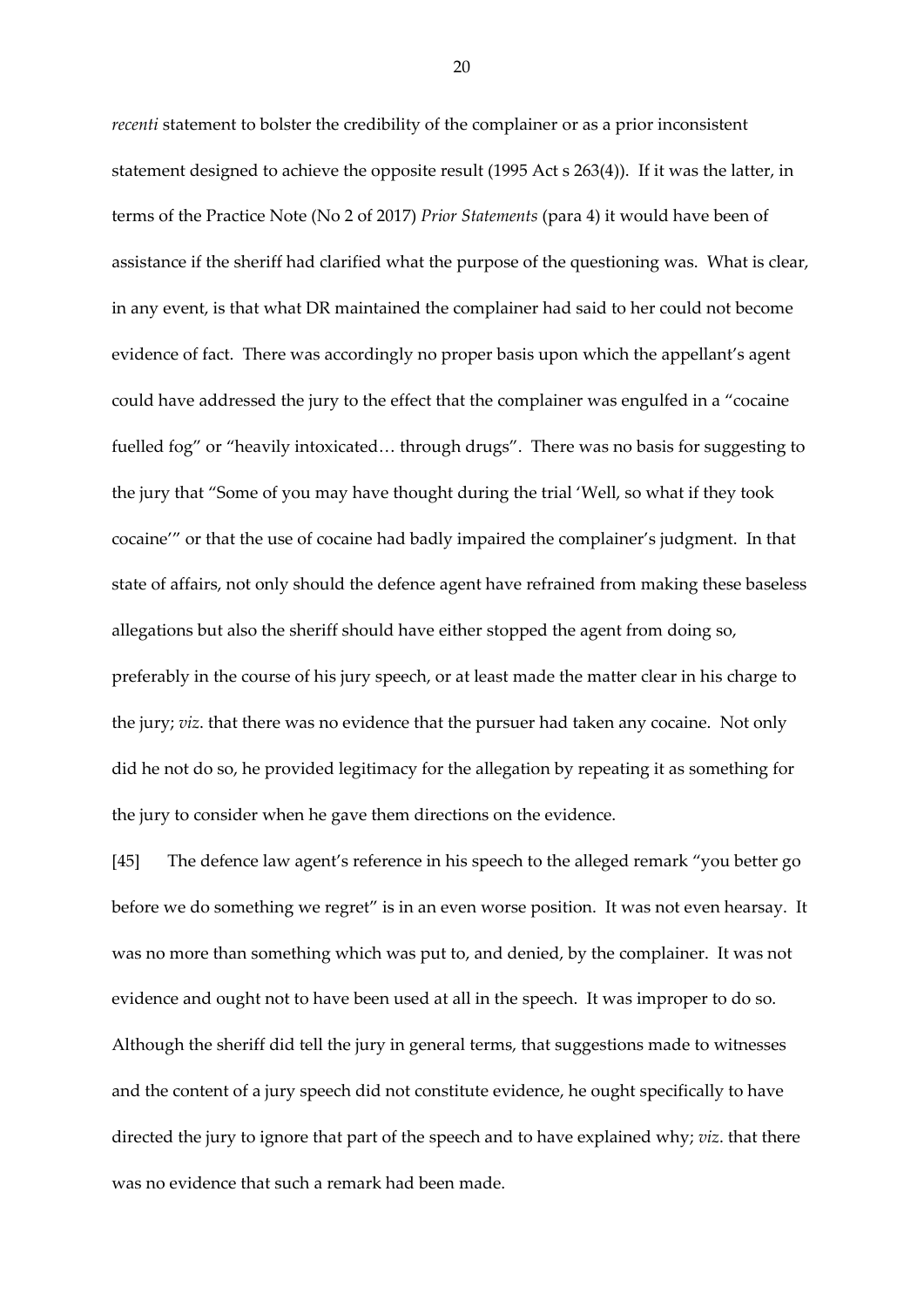*recenti* statement to bolster the credibility of the complainer or as a prior inconsistent statement designed to achieve the opposite result (1995 Act s 263(4)). If it was the latter, in terms of the Practice Note (No 2 of 2017) *Prior Statements* (para 4) it would have been of assistance if the sheriff had clarified what the purpose of the questioning was. What is clear, in any event, is that what DR maintained the complainer had said to her could not become evidence of fact. There was accordingly no proper basis upon which the appellant's agent could have addressed the jury to the effect that the complainer was engulfed in a "cocaine fuelled fog" or "heavily intoxicated… through drugs". There was no basis for suggesting to the jury that "Some of you may have thought during the trial 'Well, so what if they took cocaine'" or that the use of cocaine had badly impaired the complainer's judgment. In that state of affairs, not only should the defence agent have refrained from making these baseless allegations but also the sheriff should have either stopped the agent from doing so, preferably in the course of his jury speech, or at least made the matter clear in his charge to the jury; *viz*. that there was no evidence that the pursuer had taken any cocaine. Not only did he not do so, he provided legitimacy for the allegation by repeating it as something for the jury to consider when he gave them directions on the evidence.

[45] The defence law agent's reference in his speech to the alleged remark "you better go before we do something we regret" is in an even worse position. It was not even hearsay. It was no more than something which was put to, and denied, by the complainer. It was not evidence and ought not to have been used at all in the speech. It was improper to do so. Although the sheriff did tell the jury in general terms, that suggestions made to witnesses and the content of a jury speech did not constitute evidence, he ought specifically to have directed the jury to ignore that part of the speech and to have explained why; *viz*. that there was no evidence that such a remark had been made.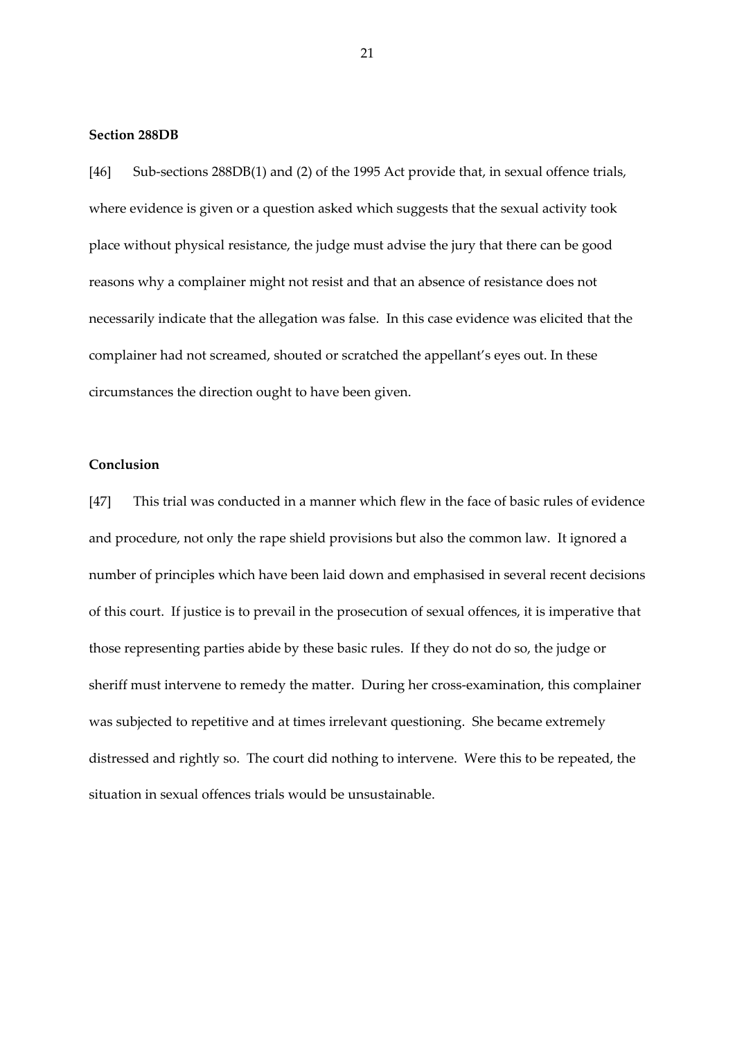**Section 288DB**

[46] Sub-sections 288DB(1) and (2) of the 1995 Act provide that, in sexual offence trials, where evidence is given or a question asked which suggests that the sexual activity took place without physical resistance, the judge must advise the jury that there can be good reasons why a complainer might not resist and that an absence of resistance does not necessarily indicate that the allegation was false. In this case evidence was elicited that the complainer had not screamed, shouted or scratched the appellant's eyes out. In these circumstances the direction ought to have been given.

**Conclusion**

[47] This trial was conducted in a manner which flew in the face of basic rules of evidence and procedure, not only the rape shield provisions but also the common law. It ignored a number of principles which have been laid down and emphasised in several recent decisions of this court. If justice is to prevail in the prosecution of sexual offences, it is imperative that those representing parties abide by these basic rules. If they do not do so, the judge or sheriff must intervene to remedy the matter. During her cross-examination, this complainer was subjected to repetitive and at times irrelevant questioning. She became extremely distressed and rightly so. The court did nothing to intervene. Were this to be repeated, the situation in sexual offences trials would be unsustainable.